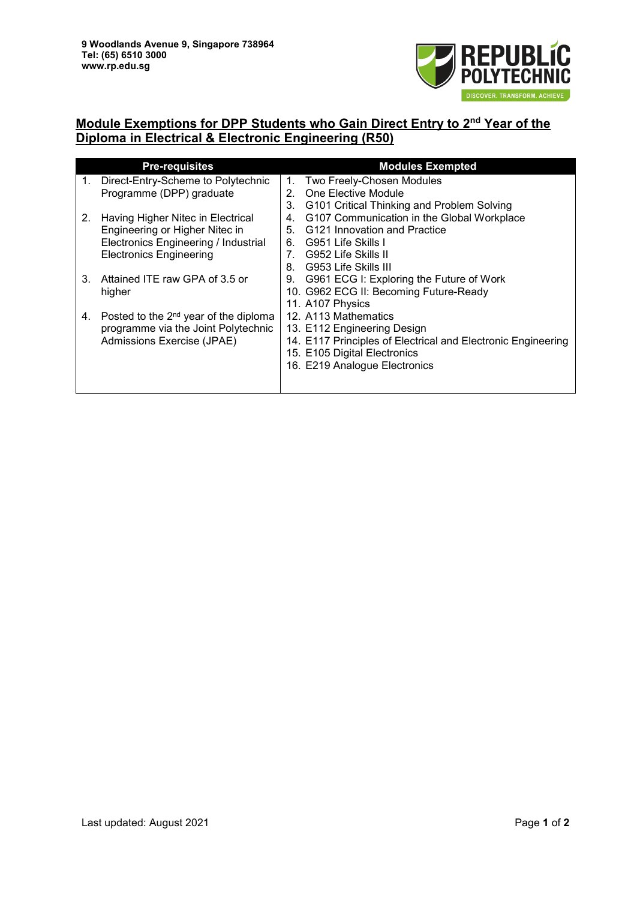9 Woodlands Avenue 9, Singapore 738964
Tel: (65) 6510 3000
www.rp.edu.sg

# Module Exemptions for DPP Students who Gain Direct Entry to 2nd Year of the Diploma in Electrical & Electronic Engineering (R50)

| Pre-requisites | Modules Exempted |
|---|---|
| 1. Direct-Entry-Scheme to Polytechnic Programme (DPP) graduate<br><br>2. Having Higher Nitec in Electrical Engineering or Higher Nitec in Electronics Engineering / Industrial Electronics Engineering<br><br>3. Attained ITE raw GPA of 3.5 or higher<br><br>4. Posted to the 2nd year of the diploma programme via the Joint Polytechnic Admissions Exercise (JPAE) | 1. Two Freely-Chosen Modules<br>2. One Elective Module<br>3. G101 Critical Thinking and Problem Solving<br>4. G107 Communication in the Global Workplace<br>5. G121 Innovation and Practice<br>6. G951 Life Skills I<br>7. G952 Life Skills II<br>8. G953 Life Skills III<br>9. G961 ECG I: Exploring the Future of Work<br>10. G962 ECG II: Becoming Future-Ready<br>11. A107 Physics<br>12. A113 Mathematics<br>13. E112 Engineering Design<br>14. E117 Principles of Electrical and Electronic Engineering<br>15. E105 Digital Electronics<br>16. E219 Analogue Electronics |

Last updated: August 2021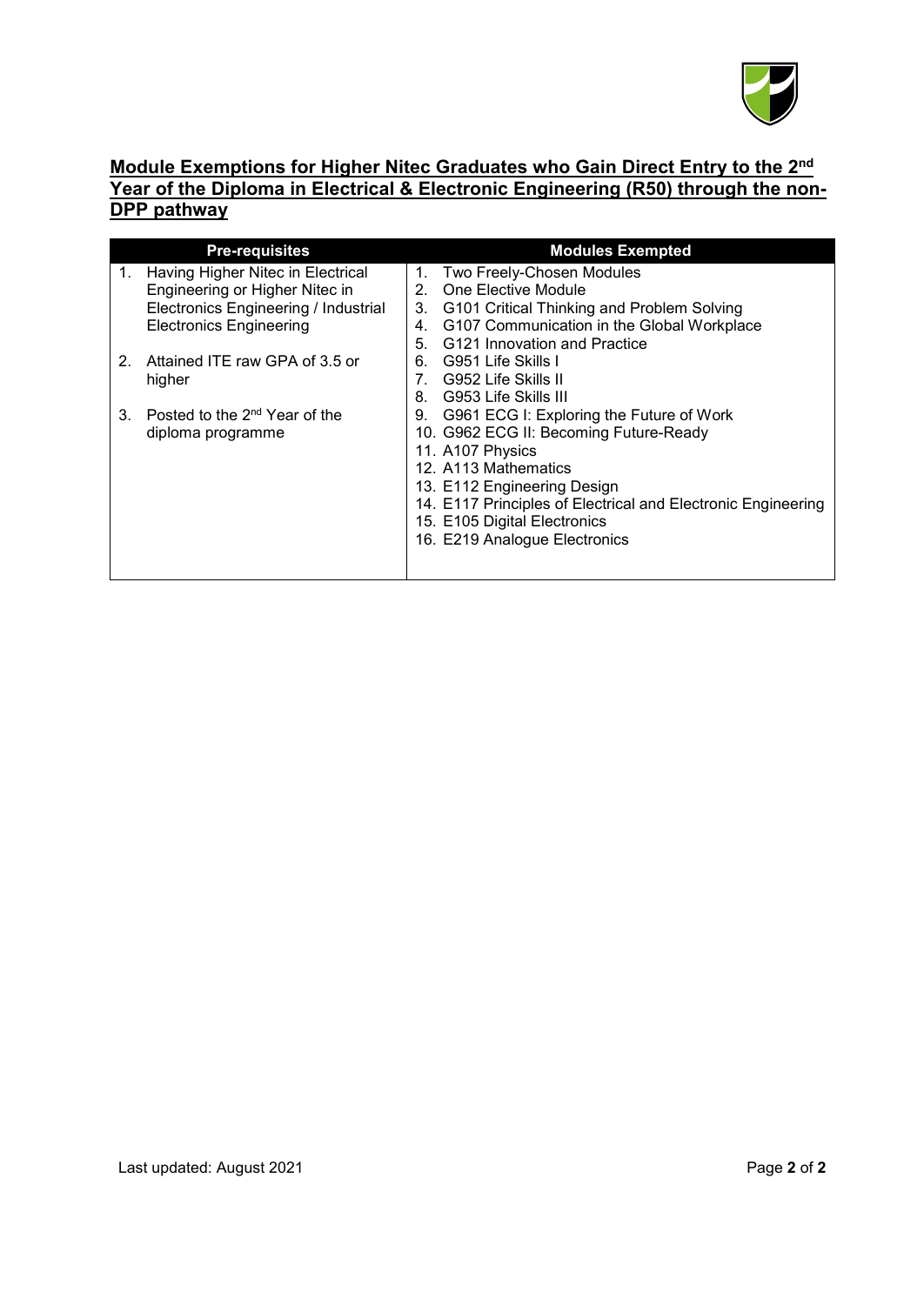## Module Exemptions for Higher Nitec Graduates who Gain Direct Entry to the 2nd Year of the Diploma in Electrical & Electronic Engineering (R50) through the non-DPP pathway

| Pre-requisites | Modules Exempted |
| --- | --- |
| 1. Having Higher Nitec in Electrical Engineering or Higher Nitec in Electronics Engineering / Industrial Electronics Engineering<br><br>2. Attained ITE raw GPA of 3.5 or higher<br><br>3. Posted to the 2nd Year of the diploma programme | 1. Two Freely-Chosen Modules<br>2. One Elective Module<br>3. G101 Critical Thinking and Problem Solving<br>4. G107 Communication in the Global Workplace<br>5. G121 Innovation and Practice<br>6. G951 Life Skills I<br>7. G952 Life Skills II<br>8. G953 Life Skills III<br>9. G961 ECG I: Exploring the Future of Work<br>10. G962 ECG II: Becoming Future-Ready<br>11. A107 Physics<br>12. A113 Mathematics<br>13. E112 Engineering Design<br>14. E117 Principles of Electrical and Electronic Engineering<br>15. E105 Digital Electronics<br>16. E219 Analogue Electronics |

Last updated: August 2021